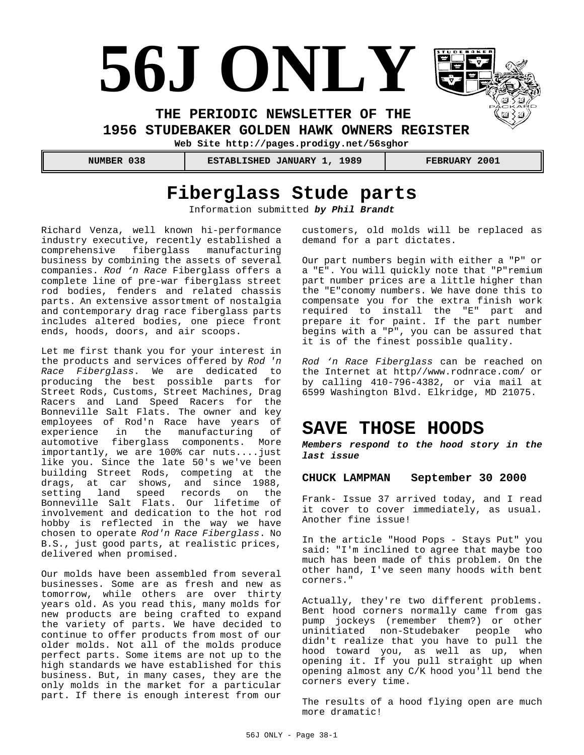# 56J ONLY

**THE PERIODIC NEWSLETTER OF THE**
**1956 STUDEBAKER GOLDEN HAWK OWNERS REGISTER**
**Web Site http://pages.prodigy.net/56sghor**

| NUMBER 038 | ESTABLISHED JANUARY 1, 1989 | FEBRUARY 2001 |
|---|---|---|

## Fiberglass Stude parts

Information submitted ***by Phil Brandt***

Richard Venza, well known hi-performance industry executive, recently established a comprehensive fiberglass manufacturing business by combining the assets of several companies. *Rod 'n Race* Fiberglass offers a complete line of pre-war fiberglass street rod bodies, fenders and related chassis parts. An extensive assortment of nostalgia and contemporary drag race fiberglass parts includes altered bodies, one piece front ends, hoods, doors, and air scoops.

Let me first thank you for your interest in the products and services offered by *Rod 'n Race Fiberglass*. We are dedicated to producing the best possible parts for Street Rods, Customs, Street Machines, Drag Racers and Land Speed Racers for the Bonneville Salt Flats. The owner and key employees of Rod'n Race have years of experience in the manufacturing of automotive fiberglass components. More importantly, we are 100% car nuts....just like you. Since the late 50's we've been building Street Rods, competing at the drags, at car shows, and since 1988, setting land speed records on the Bonneville Salt Flats. Our lifetime of involvement and dedication to the hot rod hobby is reflected in the way we have chosen to operate *Rod'n Race Fiberglass*. No B.S., just good parts, at realistic prices, delivered when promised.

Our molds have been assembled from several businesses. Some are as fresh and new as tomorrow, while others are over thirty years old. As you read this, many molds for new products are being crafted to expand the variety of parts. We have decided to continue to offer products from most of our older molds. Not all of the molds produce perfect parts. Some items are not up to the high standards we have established for this business. But, in many cases, they are the only molds in the market for a particular part. If there is enough interest from our customers, old molds will be replaced as demand for a part dictates.

Our part numbers begin with either a "P" or a "E". You will quickly note that "P"remium part number prices are a little higher than the "E"conomy numbers. We have done this to compensate you for the extra finish work required to install the "E" part and prepare it for paint. If the part number begins with a "P", you can be assured that it is of the finest possible quality.

*Rod 'n Race Fiberglass* can be reached on the Internet at http//www.rodnrace.com/ or by calling 410-796-4382, or via mail at 6599 Washington Blvd. Elkridge, MD 21075.

## SAVE THOSE HOODS

***Members respond to the hood story in the last issue***

### CHUCK LAMPMAN September 30 2000

Frank- Issue 37 arrived today, and I read it cover to cover immediately, as usual. Another fine issue!

In the article "Hood Pops - Stays Put" you said: "I'm inclined to agree that maybe too much has been made of this problem. On the other hand, I've seen many hoods with bent corners."

Actually, they're two different problems. Bent hood corners normally came from gas pump jockeys (remember them?) or other uninitiated non-Studebaker people who didn't realize that you have to pull the hood toward you, as well as up, when opening it. If you pull straight up when opening almost any C/K hood you'll bend the corners every time.

The results of a hood flying open are much more dramatic!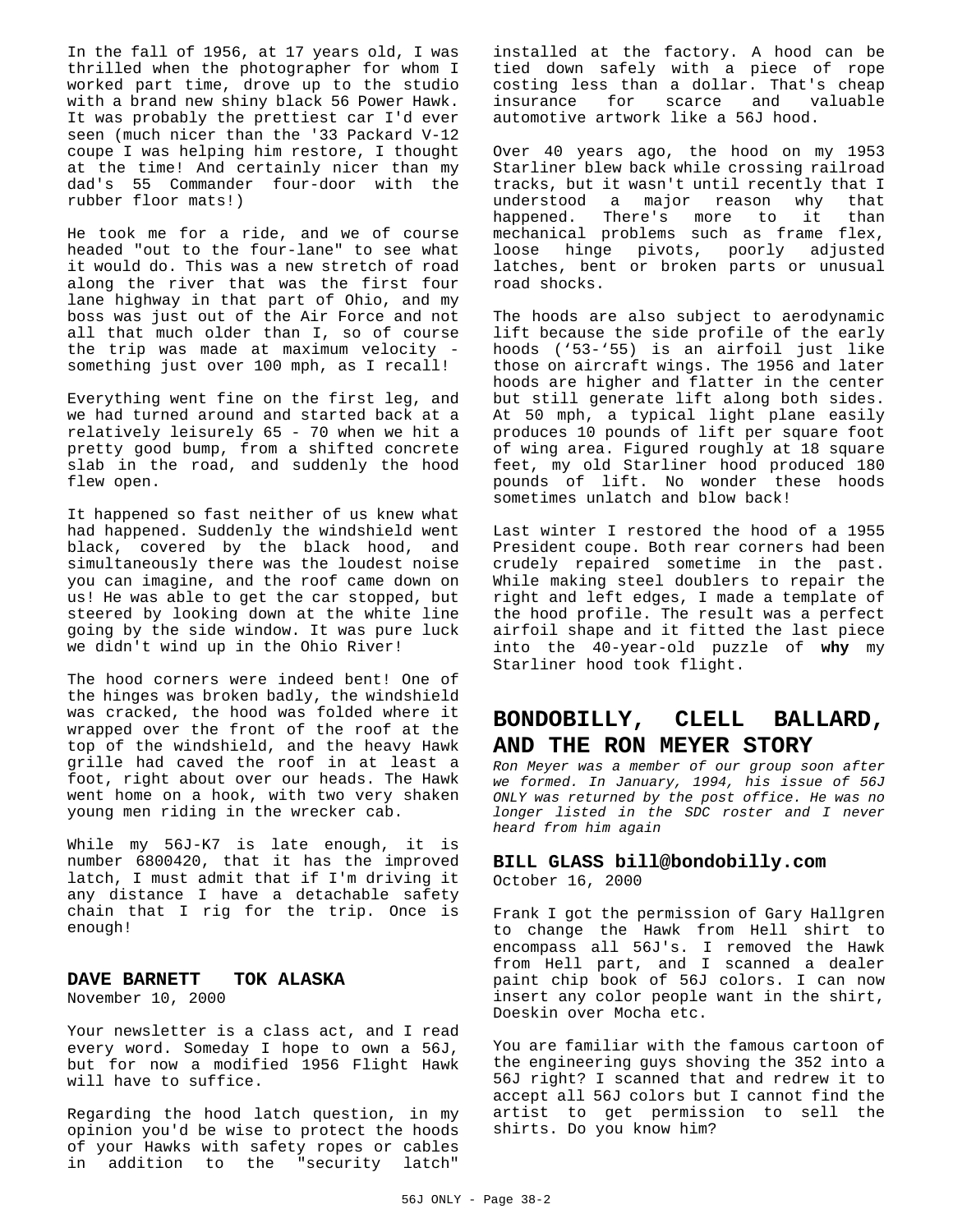In the fall of 1956, at 17 years old, I was thrilled when the photographer for whom I worked part time, drove up to the studio with a brand new shiny black 56 Power Hawk. It was probably the prettiest car I'd ever seen (much nicer than the '33 Packard V-12 coupe I was helping him restore, I thought at the time! And certainly nicer than my dad's 55 Commander four-door with the rubber floor mats!)

He took me for a ride, and we of course headed "out to the four-lane" to see what it would do. This was a new stretch of road along the river that was the first four lane highway in that part of Ohio, and my boss was just out of the Air Force and not all that much older than I, so of course the trip was made at maximum velocity - something just over 100 mph, as I recall!

Everything went fine on the first leg, and we had turned around and started back at a relatively leisurely 65 - 70 when we hit a pretty good bump, from a shifted concrete slab in the road, and suddenly the hood flew open.

It happened so fast neither of us knew what had happened. Suddenly the windshield went black, covered by the black hood, and simultaneously there was the loudest noise you can imagine, and the roof came down on us! He was able to get the car stopped, but steered by looking down at the white line going by the side window. It was pure luck we didn't wind up in the Ohio River!

The hood corners were indeed bent! One of the hinges was broken badly, the windshield was cracked, the hood was folded where it wrapped over the front of the roof at the top of the windshield, and the heavy Hawk grille had caved the roof in at least a foot, right about over our heads. The Hawk went home on a hook, with two very shaken young men riding in the wrecker cab.

While my 56J-K7 is late enough, it is number 6800420, that it has the improved latch, I must admit that if I'm driving it any distance I have a detachable safety chain that I rig for the trip. Once is enough!

### DAVE BARNETT TOK ALASKA
November 10, 2000

Your newsletter is a class act, and I read every word. Someday I hope to own a 56J, but for now a modified 1956 Flight Hawk will have to suffice.

Regarding the hood latch question, in my opinion you'd be wise to protect the hoods of your Hawks with safety ropes or cables in addition to the "security latch" installed at the factory. A hood can be tied down safely with a piece of rope costing less than a dollar. That's cheap insurance for scarce and valuable automotive artwork like a 56J hood.

Over 40 years ago, the hood on my 1953 Starliner blew back while crossing railroad tracks, but it wasn't until recently that I understood a major reason why that happened. There's more to it than mechanical problems such as frame flex, loose hinge pivots, poorly adjusted latches, bent or broken parts or unusual road shocks.

The hoods are also subject to aerodynamic lift because the side profile of the early hoods ('53-'55) is an airfoil just like those on aircraft wings. The 1956 and later hoods are higher and flatter in the center but still generate lift along both sides. At 50 mph, a typical light plane easily produces 10 pounds of lift per square foot of wing area. Figured roughly at 18 square feet, my old Starliner hood produced 180 pounds of lift. No wonder these hoods sometimes unlatch and blow back!

Last winter I restored the hood of a 1955 President coupe. Both rear corners had been crudely repaired sometime in the past. While making steel doublers to repair the right and left edges, I made a template of the hood profile. The result was a perfect airfoil shape and it fitted the last piece into the 40-year-old puzzle of **why** my Starliner hood took flight.

## BONDOBILLY, CLELL BALLARD, AND THE RON MEYER STORY

*Ron Meyer was a member of our group soon after we formed. In January, 1994, his issue of 56J ONLY was returned by the post office. He was no longer listed in the SDC roster and I never heard from him again*

### BILL GLASS bill@bondobilly.com
October 16, 2000

Frank I got the permission of Gary Hallgren to change the Hawk from Hell shirt to encompass all 56J's. I removed the Hawk from Hell part, and I scanned a dealer paint chip book of 56J colors. I can now insert any color people want in the shirt, Doeskin over Mocha etc.

You are familiar with the famous cartoon of the engineering guys shoving the 352 into a 56J right? I scanned that and redrew it to accept all 56J colors but I cannot find the artist to get permission to sell the shirts. Do you know him?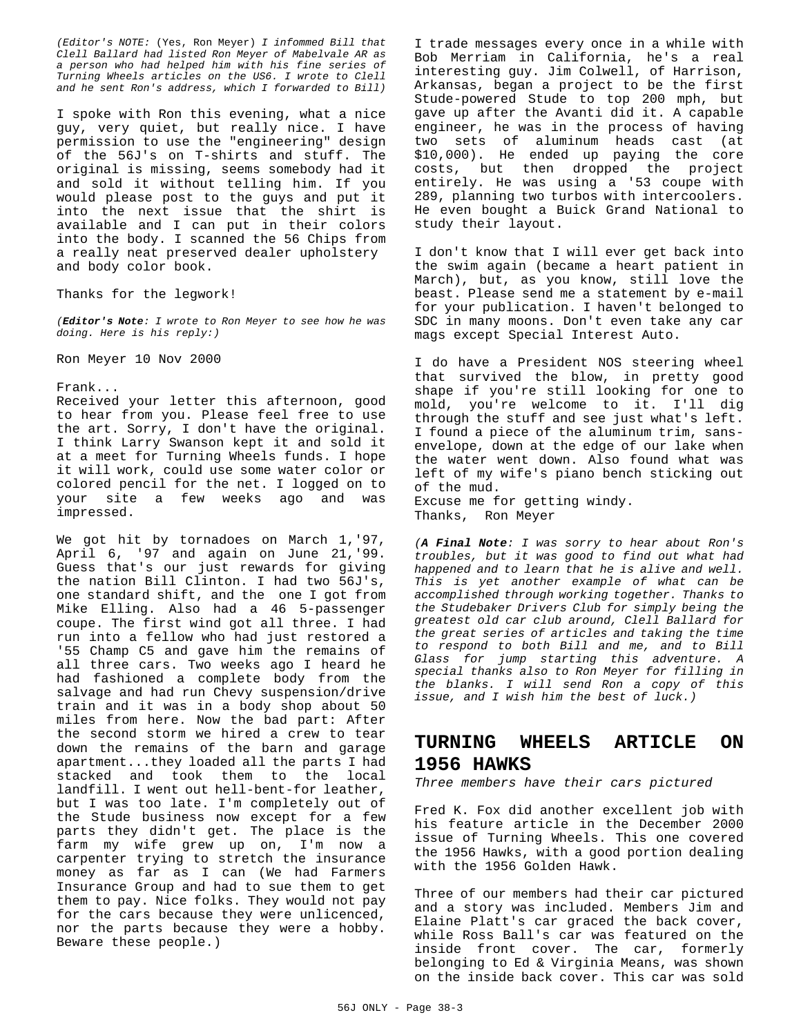*(Editor's NOTE:* (Yes, Ron Meyer) *I infommed Bill that Clell Ballard had listed Ron Meyer of Mabelvale AR as a person who had helped him with his fine series of Turning Wheels articles on the US6. I wrote to Clell and he sent Ron's address, which I forwarded to Bill)*

I spoke with Ron this evening, what a nice guy, very quiet, but really nice. I have permission to use the "engineering" design of the 56J's on T-shirts and stuff. The original is missing, seems somebody had it and sold it without telling him. If you would please post to the guys and put it into the next issue that the shirt is available and I can put in their colors into the body. I scanned the 56 Chips from a really neat preserved dealer upholstery and body color book.

Thanks for the legwork!

*(**Editor's Note**: I wrote to Ron Meyer to see how he was doing. Here is his reply:)*

Ron Meyer 10 Nov 2000

Frank...
Received your letter this afternoon, good to hear from you. Please feel free to use the art. Sorry, I don't have the original. I think Larry Swanson kept it and sold it at a meet for Turning Wheels funds. I hope it will work, could use some water color or colored pencil for the net. I logged on to your site a few weeks ago and was impressed.

We got hit by tornadoes on March 1,'97, April 6, '97 and again on June 21,'99. Guess that's our just rewards for giving the nation Bill Clinton. I had two 56J's, one standard shift, and the one I got from Mike Elling. Also had a 46 5-passenger coupe. The first wind got all three. I had run into a fellow who had just restored a '55 Champ C5 and gave him the remains of all three cars. Two weeks ago I heard he had fashioned a complete body from the salvage and had run Chevy suspension/drive train and it was in a body shop about 50 miles from here. Now the bad part: After the second storm we hired a crew to tear down the remains of the barn and garage apartment...they loaded all the parts I had stacked and took them to the local landfill. I went out hell-bent-for leather, but I was too late. I'm completely out of the Stude business now except for a few parts they didn't get. The place is the farm my wife grew up on, I'm now a carpenter trying to stretch the insurance money as far as I can (We had Farmers Insurance Group and had to sue them to get them to pay. Nice folks. They would not pay for the cars because they were unlicenced, nor the parts because they were a hobby. Beware these people.)

I trade messages every once in a while with Bob Merriam in California, he's a real interesting guy. Jim Colwell, of Harrison, Arkansas, began a project to be the first Stude-powered Stude to top 200 mph, but gave up after the Avanti did it. A capable engineer, he was in the process of having two sets of aluminum heads cast (at $10,000). He ended up paying the core costs, but then dropped the project entirely. He was using a '53 coupe with 289, planning two turbos with intercoolers. He even bought a Buick Grand National to study their layout.

I don't know that I will ever get back into the swim again (became a heart patient in March), but, as you know, still love the beast. Please send me a statement by e-mail for your publication. I haven't belonged to SDC in many moons. Don't even take any car mags except Special Interest Auto.

I do have a President NOS steering wheel that survived the blow, in pretty good shape if you're still looking for one to mold, you're welcome to it. I'll dig through the stuff and see just what's left. I found a piece of the aluminum trim, sans-envelope, down at the edge of our lake when the water went down. Also found what was left of my wife's piano bench sticking out of the mud.
Excuse me for getting windy.
Thanks, Ron Meyer

*(**A Final Note**: I was sorry to hear about Ron's troubles, but it was good to find out what had happened and to learn that he is alive and well. This is yet another example of what can be accomplished through working together. Thanks to the Studebaker Drivers Club for simply being the greatest old car club around, Clell Ballard for the great series of articles and taking the time to respond to both Bill and me, and to Bill Glass for jump starting this adventure. A special thanks also to Ron Meyer for filling in the blanks. I will send Ron a copy of this issue, and I wish him the best of luck.)*

## TURNING WHEELS ARTICLE ON 1956 HAWKS

*Three members have their cars pictured*

Fred K. Fox did another excellent job with his feature article in the December 2000 issue of Turning Wheels. This one covered the 1956 Hawks, with a good portion dealing with the 1956 Golden Hawk.

Three of our members had their car pictured and a story was included. Members Jim and Elaine Platt's car graced the back cover, while Ross Ball's car was featured on the inside front cover. The car, formerly belonging to Ed & Virginia Means, was shown on the inside back cover. This car was sold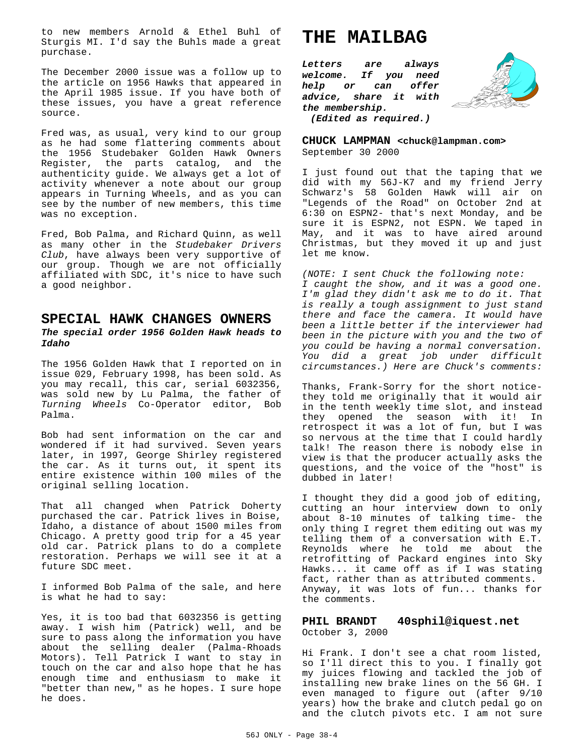to new members Arnold & Ethel Buhl of Sturgis MI. I'd say the Buhls made a great purchase.

The December 2000 issue was a follow up to the article on 1956 Hawks that appeared in the April 1985 issue. If you have both of these issues, you have a great reference source.

Fred was, as usual, very kind to our group as he had some flattering comments about the 1956 Studebaker Golden Hawk Owners Register, the parts catalog, and the authenticity guide. We always get a lot of activity whenever a note about our group appears in Turning Wheels, and as you can see by the number of new members, this time was no exception.

Fred, Bob Palma, and Richard Quinn, as well as many other in the *Studebaker Drivers Club*, have always been very supportive of our group. Though we are not officially affiliated with SDC, it's nice to have such a good neighbor.

## SPECIAL HAWK CHANGES OWNERS

***The special order 1956 Golden Hawk heads to Idaho***

The 1956 Golden Hawk that I reported on in issue 029, February 1998, has been sold. As you may recall, this car, serial 6032356, was sold new by Lu Palma, the father of *Turning Wheels* Co-Operator editor, Bob Palma.

Bob had sent information on the car and wondered if it had survived. Seven years later, in 1997, George Shirley registered the car. As it turns out, it spent its entire existence within 100 miles of the original selling location.

That all changed when Patrick Doherty purchased the car. Patrick lives in Boise, Idaho, a distance of about 1500 miles from Chicago. A pretty good trip for a 45 year old car. Patrick plans to do a complete restoration. Perhaps we will see it at a future SDC meet.

I informed Bob Palma of the sale, and here is what he had to say:

Yes, it is too bad that 6032356 is getting away. I wish him (Patrick) well, and be sure to pass along the information you have about the selling dealer (Palma-Rhoads Motors). Tell Patrick I want to stay in touch on the car and also hope that he has enough time and enthusiasm to make it "better than new," as he hopes. I sure hope he does.

# THE MAILBAG

***Letters are always welcome. If you need help or can offer advice, share it with the membership.***
***(Edited as required.)***

**CHUCK LAMPMAN <chuck@lampman.com>**
September 30 2000

I just found out that the taping that we did with my 56J-K7 and my friend Jerry Schwarz's 58 Golden Hawk will air on "Legends of the Road" on October 2nd at 6:30 on ESPN2- that's next Monday, and be sure it is ESPN2, not ESPN. We taped in May, and it was to have aired around Christmas, but they moved it up and just let me know.

*(NOTE: I sent Chuck the following note: I caught the show, and it was a good one. I'm glad they didn't ask me to do it. That is really a tough assignment to just stand there and face the camera. It would have been a little better if the interviewer had been in the picture with you and the two of you could be having a normal conversation. You did a great job under difficult circumstances.) Here are Chuck's comments:*

Thanks, Frank-Sorry for the short notice- they told me originally that it would air in the tenth weekly time slot, and instead they opened the season with it! In retrospect it was a lot of fun, but I was so nervous at the time that I could hardly talk! The reason there is nobody else in view is that the producer actually asks the questions, and the voice of the "host" is dubbed in later!

I thought they did a good job of editing, cutting an hour interview down to only about 8-10 minutes of talking time- the only thing I regret them editing out was my telling them of a conversation with E.T. Reynolds where he told me about the retrofitting of Packard engines into Sky Hawks... it came off as if I was stating fact, rather than as attributed comments. Anyway, it was lots of fun... thanks for the comments.

**PHIL BRANDT 40sphil@iquest.net**
October 3, 2000

Hi Frank. I don't see a chat room listed, so I'll direct this to you. I finally got my juices flowing and tackled the job of installing new brake lines on the 56 GH. I even managed to figure out (after 9/10 years) how the brake and clutch pedal go on and the clutch pivots etc. I am not sure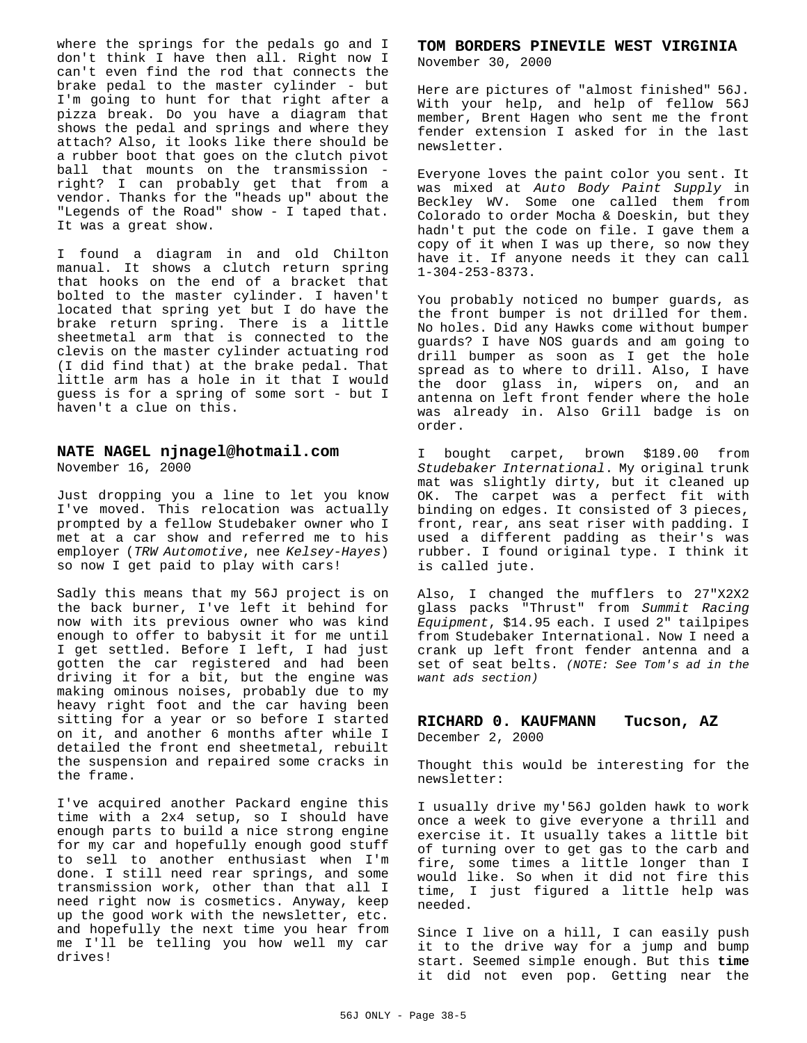where the springs for the pedals go and I don't think I have then all. Right now I can't even find the rod that connects the brake pedal to the master cylinder - but I'm going to hunt for that right after a pizza break. Do you have a diagram that shows the pedal and springs and where they attach? Also, it looks like there should be a rubber boot that goes on the clutch pivot ball that mounts on the transmission - right? I can probably get that from a vendor. Thanks for the "heads up" about the "Legends of the Road" show - I taped that. It was a great show.

I found a diagram in and old Chilton manual. It shows a clutch return spring that hooks on the end of a bracket that bolted to the master cylinder. I haven't located that spring yet but I do have the brake return spring. There is a little sheetmetal arm that is connected to the clevis on the master cylinder actuating rod (I did find that) at the brake pedal. That little arm has a hole in it that I would guess is for a spring of some sort - but I haven't a clue on this.

### NATE NAGEL njnagel@hotmail.com

November 16, 2000

Just dropping you a line to let you know I've moved. This relocation was actually prompted by a fellow Studebaker owner who I met at a car show and referred me to his employer (*TRW Automotive*, nee *Kelsey-Hayes*) so now I get paid to play with cars!

Sadly this means that my 56J project is on the back burner, I've left it behind for now with its previous owner who was kind enough to offer to babysit it for me until I get settled. Before I left, I had just gotten the car registered and had been driving it for a bit, but the engine was making ominous noises, probably due to my heavy right foot and the car having been sitting for a year or so before I started on it, and another 6 months after while I detailed the front end sheetmetal, rebuilt the suspension and repaired some cracks in the frame.

I've acquired another Packard engine this time with a 2x4 setup, so I should have enough parts to build a nice strong engine for my car and hopefully enough good stuff to sell to another enthusiast when I'm done. I still need rear springs, and some transmission work, other than that all I need right now is cosmetics. Anyway, keep up the good work with the newsletter, etc. and hopefully the next time you hear from me I'll be telling you how well my car drives!

### TOM BORDERS PINEVILE WEST VIRGINIA

November 30, 2000

Here are pictures of "almost finished" 56J. With your help, and help of fellow 56J member, Brent Hagen who sent me the front fender extension I asked for in the last newsletter.

Everyone loves the paint color you sent. It was mixed at *Auto Body Paint Supply* in Beckley WV. Some one called them from Colorado to order Mocha & Doeskin, but they hadn't put the code on file. I gave them a copy of it when I was up there, so now they have it. If anyone needs it they can call 1-304-253-8373.

You probably noticed no bumper guards, as the front bumper is not drilled for them. No holes. Did any Hawks come without bumper guards? I have NOS guards and am going to drill bumper as soon as I get the hole spread as to where to drill. Also, I have the door glass in, wipers on, and an antenna on left front fender where the hole was already in. Also Grill badge is on order.

I bought carpet, brown $189.00 from *Studebaker International*. My original trunk mat was slightly dirty, but it cleaned up OK. The carpet was a perfect fit with binding on edges. It consisted of 3 pieces, front, rear, ans seat riser with padding. I used a different padding as their's was rubber. I found original type. I think it is called jute.

Also, I changed the mufflers to 27"X2X2 glass packs "Thrust" from *Summit Racing Equipment*, $14.95 each. I used 2" tailpipes from Studebaker International. Now I need a crank up left front fender antenna and a set of seat belts. *(NOTE: See Tom's ad in the want ads section)*

### RICHARD 0. KAUFMANN Tucson, AZ

December 2, 2000

Thought this would be interesting for the newsletter:

I usually drive my'56J golden hawk to work once a week to give everyone a thrill and exercise it. It usually takes a little bit of turning over to get gas to the carb and fire, some times a little longer than I would like. So when it did not fire this time, I just figured a little help was needed.

Since I live on a hill, I can easily push it to the drive way for a jump and bump start. Seemed simple enough. But this **time** it did not even pop. Getting near the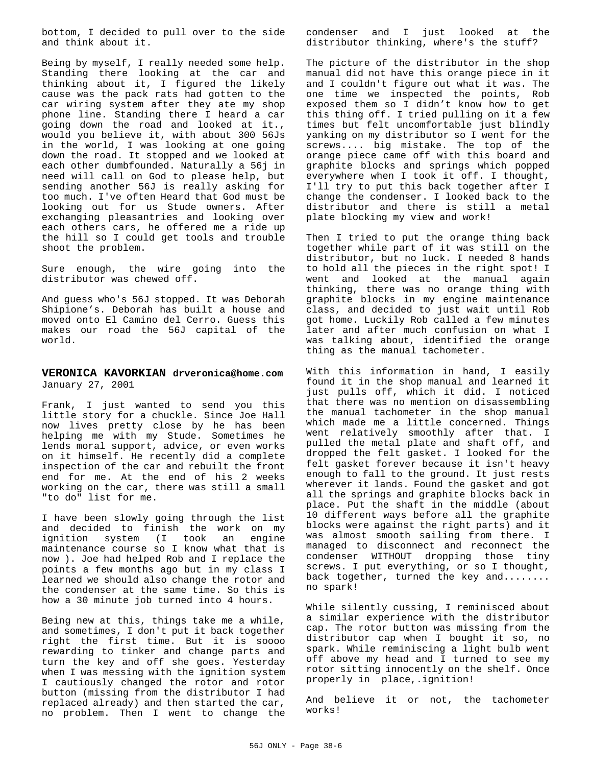bottom, I decided to pull over to the side and think about it.

Being by myself, I really needed some help. Standing there looking at the car and thinking about it, I figured the likely cause was the pack rats had gotten to the car wiring system after they ate my shop phone line. Standing there I heard a car going down the road and looked at it., would you believe it, with about 300 56Js in the world, I was looking at one going down the road. It stopped and we looked at each other dumbfounded. Naturally a 56j in need will call on God to please help, but sending another 56J is really asking for too much. I've often Heard that God must be looking out for us Stude owners. After exchanging pleasantries and looking over each others cars, he offered me a ride up the hill so I could get tools and trouble shoot the problem.

Sure enough, the wire going into the distributor was chewed off.

And guess who's 56J stopped. It was Deborah Shipione's. Deborah has built a house and moved onto El Camino del Cerro. Guess this makes our road the 56J capital of the world.

### VERONICA KAVORKIAN drveronica@home.com

January 27, 2001

Frank, I just wanted to send you this little story for a chuckle. Since Joe Hall now lives pretty close by he has been helping me with my Stude. Sometimes he lends moral support, advice, or even works on it himself. He recently did a complete inspection of the car and rebuilt the front end for me. At the end of his 2 weeks working on the car, there was still a small "to do" list for me.

I have been slowly going through the list and decided to finish the work on my ignition system (I took an engine maintenance course so I know what that is now ). Joe had helped Rob and I replace the points a few months ago but in my class I learned we should also change the rotor and the condenser at the same time. So this is how a 30 minute job turned into 4 hours.

Being new at this, things take me a while, and sometimes, I don't put it back together right the first time. But it is soooo rewarding to tinker and change parts and turn the key and off she goes. Yesterday when I was messing with the ignition system I cautiously changed the rotor and rotor button (missing from the distributor I had replaced already) and then started the car, no problem. Then I went to change the condenser and I just looked at the distributor thinking, where's the stuff?

The picture of the distributor in the shop manual did not have this orange piece in it and I couldn't figure out what it was. The one time we inspected the points, Rob exposed them so I didn't know how to get this thing off. I tried pulling on it a few times but felt uncomfortable just blindly yanking on my distributor so I went for the screws.... big mistake. The top of the orange piece came off with this board and graphite blocks and springs which popped everywhere when I took it off. I thought, I'll try to put this back together after I change the condenser. I looked back to the distributor and there is still a metal plate blocking my view and work!

Then I tried to put the orange thing back together while part of it was still on the distributor, but no luck. I needed 8 hands to hold all the pieces in the right spot! I went and looked at the manual again thinking, there was no orange thing with graphite blocks in my engine maintenance class, and decided to just wait until Rob got home. Luckily Rob called a few minutes later and after much confusion on what I was talking about, identified the orange thing as the manual tachometer.

With this information in hand, I easily found it in the shop manual and learned it just pulls off, which it did. I noticed that there was no mention on disassembling the manual tachometer in the shop manual which made me a little concerned. Things went relatively smoothly after that. I pulled the metal plate and shaft off, and dropped the felt gasket. I looked for the felt gasket forever because it isn't heavy enough to fall to the ground. It just rests wherever it lands. Found the gasket and got all the springs and graphite blocks back in place. Put the shaft in the middle (about 10 different ways before all the graphite blocks were against the right parts) and it was almost smooth sailing from there. I managed to disconnect and reconnect the condenser WITHOUT dropping those tiny screws. I put everything, or so I thought, back together, turned the key and........ no spark!

While silently cussing, I reminisced about a similar experience with the distributor cap. The rotor button was missing from the distributor cap when I bought it so, no spark. While reminiscing a light bulb went off above my head and I turned to see my rotor sitting innocently on the shelf. Once properly in place,.ignition!

And believe it or not, the tachometer works!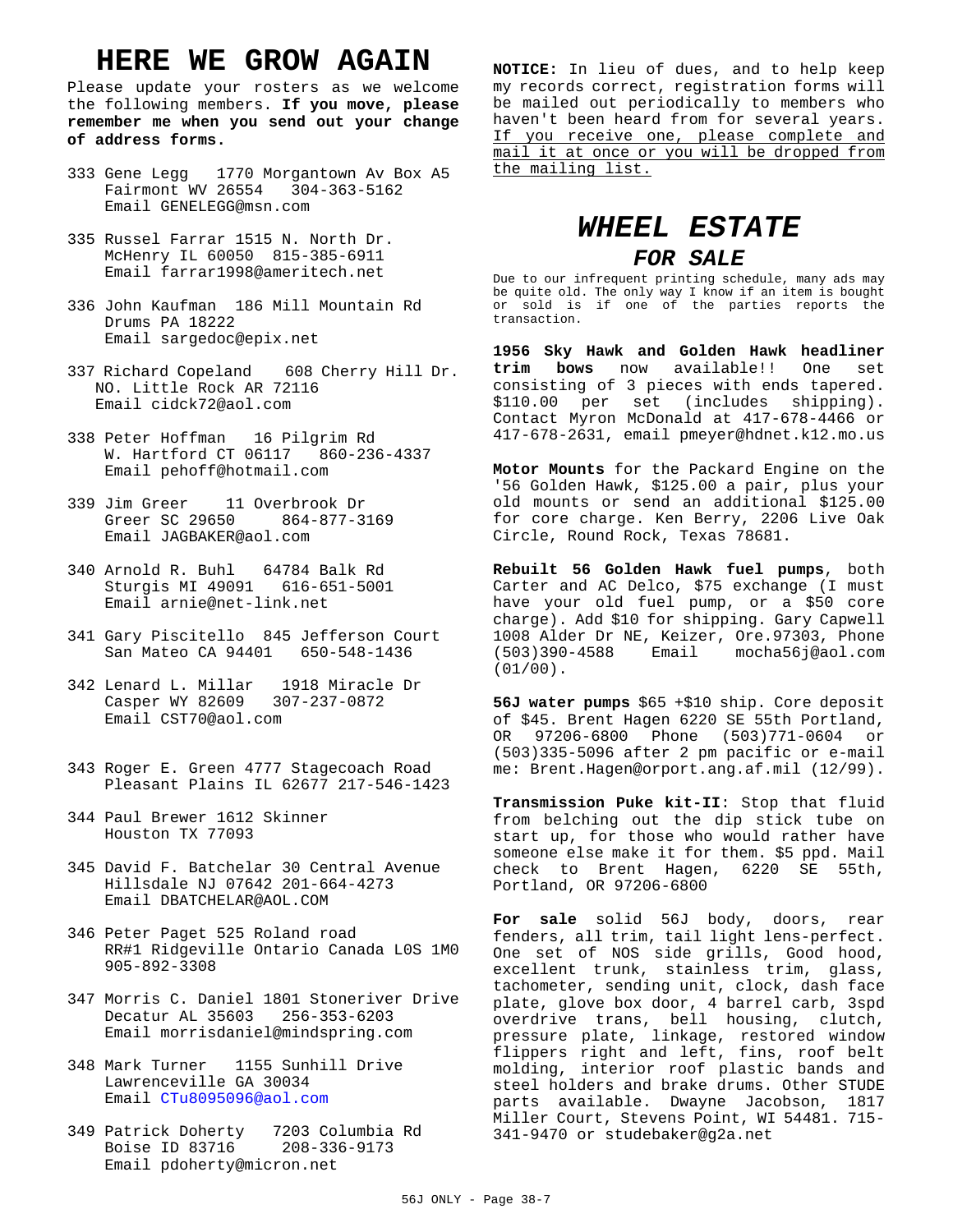# HERE WE GROW AGAIN

Please update your rosters as we welcome the following members. **If you move, please remember me when you send out your change of address forms.**

333 Gene Legg 1770 Morgantown Av Box A5
Fairmont WV 26554 304-363-5162
Email GENELEGG@msn.com

335 Russel Farrar 1515 N. North Dr.
McHenry IL 60050 815-385-6911
Email farrar1998@ameritech.net

336 John Kaufman 186 Mill Mountain Rd
Drums PA 18222
Email sargedoc@epix.net

337 Richard Copeland 608 Cherry Hill Dr.
NO. Little Rock AR 72116
Email cidck72@aol.com

338 Peter Hoffman 16 Pilgrim Rd
W. Hartford CT 06117 860-236-4337
Email pehoff@hotmail.com

339 Jim Greer 11 Overbrook Dr
Greer SC 29650 864-877-3169
Email JAGBAKER@aol.com

340 Arnold R. Buhl 64784 Balk Rd
Sturgis MI 49091 616-651-5001
Email arnie@net-link.net

341 Gary Piscitello 845 Jefferson Court
San Mateo CA 94401 650-548-1436

342 Lenard L. Millar 1918 Miracle Dr
Casper WY 82609 307-237-0872
Email CST70@aol.com

343 Roger E. Green 4777 Stagecoach Road
Pleasant Plains IL 62677 217-546-1423

344 Paul Brewer 1612 Skinner
Houston TX 77093

345 David F. Batchelar 30 Central Avenue
Hillsdale NJ 07642 201-664-4273
Email DBATCHELAR@AOL.COM

346 Peter Paget 525 Roland road
RR#1 Ridgeville Ontario Canada L0S 1M0
905-892-3308

347 Morris C. Daniel 1801 Stoneriver Drive
Decatur AL 35603 256-353-6203
Email morrisdaniel@mindspring.com

348 Mark Turner 1155 Sunhill Drive
Lawrenceville GA 30034
Email CTu8095096@aol.com

349 Patrick Doherty 7203 Columbia Rd
Boise ID 83716 208-336-9173
Email pdoherty@micron.net

**NOTICE:** In lieu of dues, and to help keep my records correct, registration forms will be mailed out periodically to members who haven't been heard from for several years. <u>If you receive one, please complete and mail it at once or you will be dropped from the mailing list.</u>

# *WHEEL ESTATE*

## *FOR SALE*

Due to our infrequent printing schedule, many ads may be quite old. The only way I know if an item is bought or sold is if one of the parties reports the transaction.

**1956 Sky Hawk and Golden Hawk headliner trim bows** now available!! One set consisting of 3 pieces with ends tapered. $110.00 per set (includes shipping). Contact Myron McDonald at 417-678-4466 or 417-678-2631, email pmeyer@hdnet.k12.mo.us

**Motor Mounts** for the Packard Engine on the '56 Golden Hawk, $125.00 a pair, plus your old mounts or send an additional $125.00 for core charge. Ken Berry, 2206 Live Oak Circle, Round Rock, Texas 78681.

**Rebuilt 56 Golden Hawk fuel pumps**, both Carter and AC Delco, $75 exchange (I must have your old fuel pump, or a $50 core charge). Add $10 for shipping. Gary Capwell 1008 Alder Dr NE, Keizer, Ore.97303, Phone (503)390-4588 Email mocha56j@aol.com (01/00).

**56J water pumps** $65 +$10 ship. Core deposit of $45. Brent Hagen 6220 SE 55th Portland, OR 97206-6800 Phone (503)771-0604 or (503)335-5096 after 2 pm pacific or e-mail me: Brent.Hagen@orport.ang.af.mil (12/99).

**Transmission Puke kit-II**: Stop that fluid from belching out the dip stick tube on start up, for those who would rather have someone else make it for them. $5 ppd. Mail check to Brent Hagen, 6220 SE 55th, Portland, OR 97206-6800

**For sale** solid 56J body, doors, rear fenders, all trim, tail light lens-perfect. One set of NOS side grills, Good hood, excellent trunk, stainless trim, glass, tachometer, sending unit, clock, dash face plate, glove box door, 4 barrel carb, 3spd overdrive trans, bell housing, clutch, pressure plate, linkage, restored window flippers right and left, fins, roof belt molding, interior roof plastic bands and steel holders and brake drums. Other STUDE parts available. Dwayne Jacobson, 1817 Miller Court, Stevens Point, WI 54481. 715-341-9470 or studebaker@g2a.net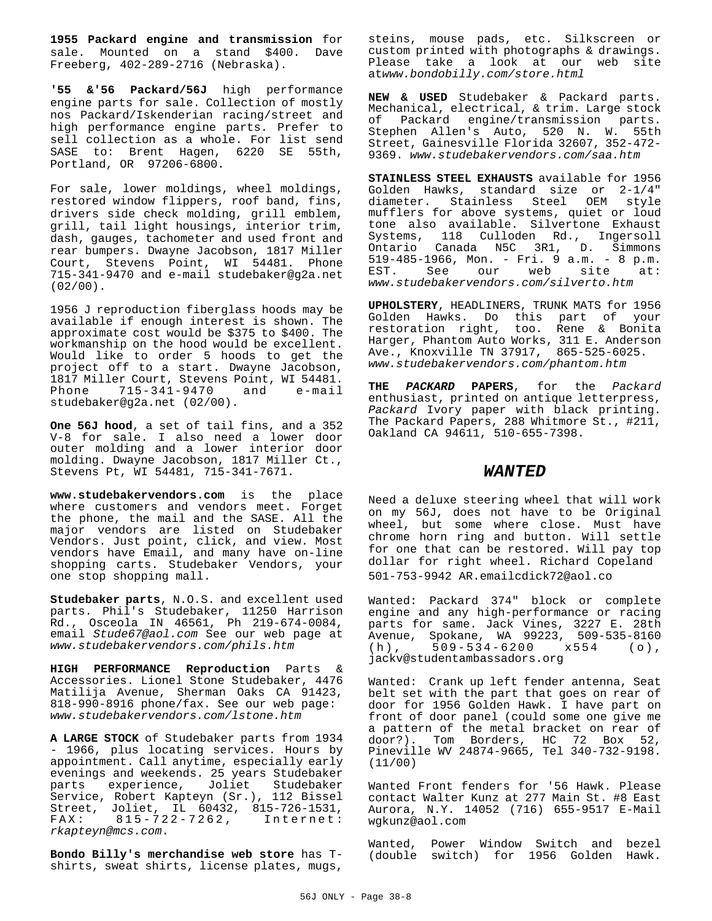**1955 Packard engine and transmission** for sale. Mounted on a stand $400. Dave Freeberg, 402-289-2716 (Nebraska).

**'55 &'56 Packard/56J** high performance engine parts for sale. Collection of mostly nos Packard/Iskenderian racing/street and high performance engine parts. Prefer to sell collection as a whole. For list send SASE to: Brent Hagen, 6220 SE 55th, Portland, OR 97206-6800.

For sale, lower moldings, wheel moldings, restored window flippers, roof band, fins, drivers side check molding, grill emblem, grill, tail light housings, interior trim, dash, gauges, tachometer and used front and rear bumpers. Dwayne Jacobson, 1817 Miller Court, Stevens Point, WI 54481. Phone 715-341-9470 and e-mail studebaker@g2a.net (02/00).

1956 J reproduction fiberglass hoods may be available if enough interest is shown. The approximate cost would be $375 to $400. The workmanship on the hood would be excellent. Would like to order 5 hoods to get the project off to a start. Dwayne Jacobson, 1817 Miller Court, Stevens Point, WI 54481. Phone 715-341-9470 and e-mail studebaker@g2a.net (02/00).

**One 56J hood**, a set of tail fins, and a 352 V-8 for sale. I also need a lower door outer molding and a lower interior door molding. Dwayne Jacobson, 1817 Miller Ct., Stevens Pt, WI 54481, 715-341-7671.

**www.studebakervendors.com** is the place where customers and vendors meet. Forget the phone, the mail and the SASE. All the major vendors are listed on Studebaker Vendors. Just point, click, and view. Most vendors have Email, and many have on-line shopping carts. Studebaker Vendors, your one stop shopping mall.

**Studebaker parts**, N.O.S. and excellent used parts. Phil's Studebaker, 11250 Harrison Rd., Osceola IN 46561, Ph 219-674-0084, email *Stude67@aol.com* See our web page at *www.studebakervendors.com/phils.htm*

**HIGH PERFORMANCE Reproduction** Parts & Accessories. Lionel Stone Studebaker, 4476 Matilija Avenue, Sherman Oaks CA 91423, 818-990-8916 phone/fax. See our web page: *www.studebakervendors.com/lstone.htm*

**A LARGE STOCK** of Studebaker parts from 1934 - 1966, plus locating services. Hours by appointment. Call anytime, especially early evenings and weekends. 25 years Studebaker parts experience, Joliet Studebaker Service, Robert Kapteyn (Sr.), 112 Bissel Street, Joliet, IL 60432, 815-726-1531, FAX: 815-722-7262, Internet: *rkapteyn@mcs.com*.

**Bondo Billy's merchandise web store** has T-shirts, sweat shirts, license plates, mugs, steins, mouse pads, etc. Silkscreen or custom printed with photographs & drawings. Please take a look at our web site at*www.bondobilly.com/store.html*

**NEW & USED** Studebaker & Packard parts. Mechanical, electrical, & trim. Large stock of Packard engine/transmission parts. Stephen Allen's Auto, 520 N. W. 55th Street, Gainesville Florida 32607, 352-472-9369. *www.studebakervendors.com/saa.htm*

**STAINLESS STEEL EXHAUSTS** available for 1956 Golden Hawks, standard size or 2-1/4" diameter. Stainless Steel OEM style mufflers for above systems, quiet or loud tone also available. Silvertone Exhaust Systems, 118 Culloden Rd., Ingersoll Ontario Canada N5C 3R1, D. Simmons 519-485-1966, Mon. - Fri. 9 a.m. - 8 p.m. EST. See our web site at: *www.studebakervendors.com/silverto.htm*

**UPHOLSTERY**, HEADLINERS, TRUNK MATS for 1956 Golden Hawks. Do this part of your restoration right, too. Rene & Bonita Harger, Phantom Auto Works, 311 E. Anderson Ave., Knoxville TN 37917, 865-525-6025. *www.studebakervendors.com/phantom.htm*

**THE *PACKARD* PAPERS**, for the *Packard* enthusiast, printed on antique letterpress, *Packard* Ivory paper with black printing. The Packard Papers, 288 Whitmore St., #211, Oakland CA 94611, 510-655-7398.

## *WANTED*

Need a deluxe steering wheel that will work on my 56J, does not have to be Original wheel, but some where close. Must have chrome horn ring and button. Will settle for one that can be restored. Will pay top dollar for right wheel. Richard Copeland 501-753-9942 AR.emailcdick72@aol.co

Wanted: Packard 374" block or complete engine and any high-performance or racing parts for same. Jack Vines, 3227 E. 28th Avenue, Spokane, WA 99223, 509-535-8160 (h), 509-534-6200 x554 (o), jackv@studentambassadors.org

Wanted: Crank up left fender antenna, Seat belt set with the part that goes on rear of door for 1956 Golden Hawk. I have part on front of door panel (could some one give me a pattern of the metal bracket on rear of door?). Tom Borders, HC 72 Box 52, Pineville WV 24874-9665, Tel 340-732-9198. (11/00)

Wanted Front fenders for '56 Hawk. Please contact Walter Kunz at 277 Main St. #8 East Aurora, N.Y. 14052 (716) 655-9517 E-Mail wgkunz@aol.com

Wanted, Power Window Switch and bezel (double switch) for 1956 Golden Hawk.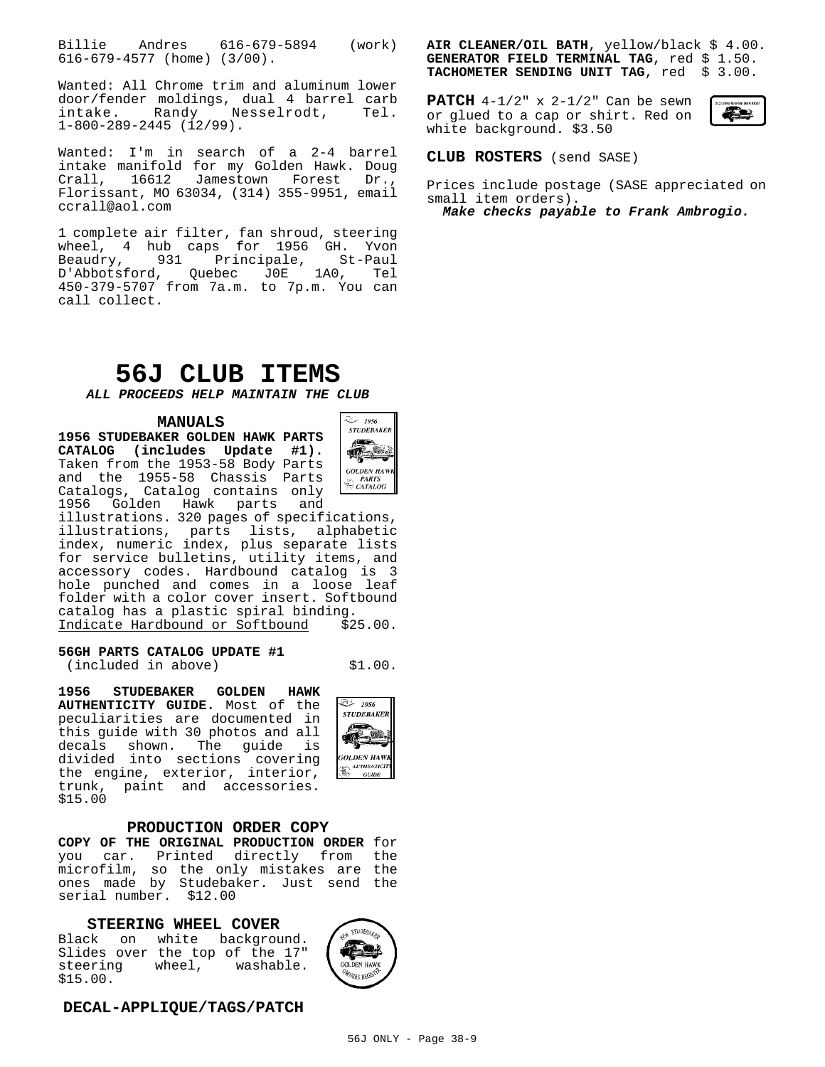Billie Andres 616-679-5894 (work) 616-679-4577 (home) (3/00).

Wanted: All Chrome trim and aluminum lower door/fender moldings, dual 4 barrel carb intake. Randy Nesselrodt, Tel. 1-800-289-2445 (12/99).

Wanted: I'm in search of a 2-4 barrel intake manifold for my Golden Hawk. Doug Crall, 16612 Jamestown Forest Dr., Florissant, MO 63034, (314) 355-9951, email ccrall@aol.com

1 complete air filter, fan shroud, steering wheel, 4 hub caps for 1956 GH. Yvon Beaudry, 931 Principale, St-Paul D'Abbotsford, Quebec J0E 1A0, Tel 450-379-5707 from 7a.m. to 7p.m. You can call collect.

# 56J CLUB ITEMS

***ALL PROCEEDS HELP MAINTAIN THE CLUB***

### MANUALS

**1956 STUDEBAKER GOLDEN HAWK PARTS CATALOG (includes Update #1).** Taken from the 1953-58 Body Parts and the 1955-58 Chassis Parts Catalogs, Catalog contains only 1956 Golden Hawk parts and illustrations. 320 pages of specifications, illustrations, parts lists, alphabetic index, numeric index, plus separate lists for service bulletins, utility items, and accessory codes. Hardbound catalog is 3 hole punched and comes in a loose leaf folder with a color cover insert. Softbound catalog has a plastic spiral binding.
Indicate Hardbound or Softbound $25.00.

**56GH PARTS CATALOG UPDATE #1**
(included in above) $1.00.

**1956 STUDEBAKER GOLDEN HAWK AUTHENTICITY GUIDE.** Most of the peculiarities are documented in this guide with 30 photos and all decals shown. The guide is divided into sections covering the engine, exterior, interior, trunk, paint and accessories. $15.00

### PRODUCTION ORDER COPY

**COPY OF THE ORIGINAL PRODUCTION ORDER** for you car. Printed directly from the microfilm, so the only mistakes are the ones made by Studebaker. Just send the serial number. $12.00

### STEERING WHEEL COVER

Black on white background. Slides over the top of the 17" steering wheel, washable. $15.00.

### DECAL-APPLIQUE/TAGS/PATCH

**AIR CLEANER/OIL BATH**, yellow/black $ 4.00.
**GENERATOR FIELD TERMINAL TAG**, red $ 1.50.
**TACHOMETER SENDING UNIT TAG**, red $ 3.00.

**PATCH** 4-1/2" x 2-1/2" Can be sewn or glued to a cap or shirt. Red on white background. $3.50

**CLUB ROSTERS** (send SASE)

Prices include postage (SASE appreciated on small item orders).
***Make checks payable to Frank Ambrogio.***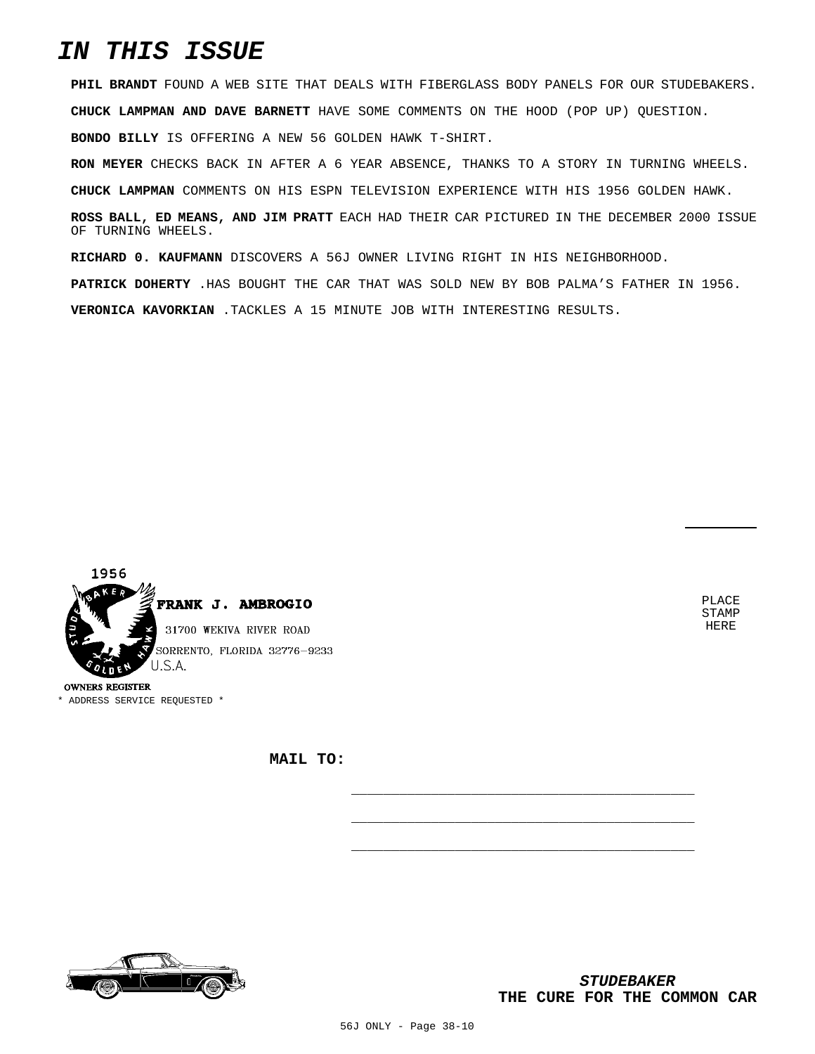# IN THIS ISSUE

**PHIL BRANDT** FOUND A WEB SITE THAT DEALS WITH FIBERGLASS BODY PANELS FOR OUR STUDEBAKERS.

**CHUCK LAMPMAN AND DAVE BARNETT** HAVE SOME COMMENTS ON THE HOOD (POP UP) QUESTION.

**BONDO BILLY** IS OFFERING A NEW 56 GOLDEN HAWK T-SHIRT.

**RON MEYER** CHECKS BACK IN AFTER A 6 YEAR ABSENCE, THANKS TO A STORY IN TURNING WHEELS.

**CHUCK LAMPMAN** COMMENTS ON HIS ESPN TELEVISION EXPERIENCE WITH HIS 1956 GOLDEN HAWK.

**ROSS BALL, ED MEANS, AND JIM PRATT** EACH HAD THEIR CAR PICTURED IN THE DECEMBER 2000 ISSUE OF TURNING WHEELS.

**RICHARD O. KAUFMANN** DISCOVERS A 56J OWNER LIVING RIGHT IN HIS NEIGHBORHOOD.

**PATRICK DOHERTY** .HAS BOUGHT THE CAR THAT WAS SOLD NEW BY BOB PALMA'S FATHER IN 1956.

**VERONICA KAVORKIAN** .TACKLES A 15 MINUTE JOB WITH INTERESTING RESULTS.

1956

STUDEBAKER GOLDEN HAWK

**FRANK J. AMBROGIO**

31700 WEKIVA RIVER ROAD

SORRENTO, FLORIDA 32776-9233

U.S.A.

OWNERS REGISTER

\* ADDRESS SERVICE REQUESTED \*

PLACE STAMP HERE

**MAIL TO:**

\_\_\_\_\_\_\_\_\_\_\_\_\_\_\_\_\_\_\_\_\_\_\_\_\_\_\_\_\_\_\_\_\_\_\_\_\_\_\_\_

\_\_\_\_\_\_\_\_\_\_\_\_\_\_\_\_\_\_\_\_\_\_\_\_\_\_\_\_\_\_\_\_\_\_\_\_\_\_\_\_

\_\_\_\_\_\_\_\_\_\_\_\_\_\_\_\_\_\_\_\_\_\_\_\_\_\_\_\_\_\_\_\_\_\_\_\_\_\_\_\_

***STUDEBAKER***

**THE CURE FOR THE COMMON CAR**